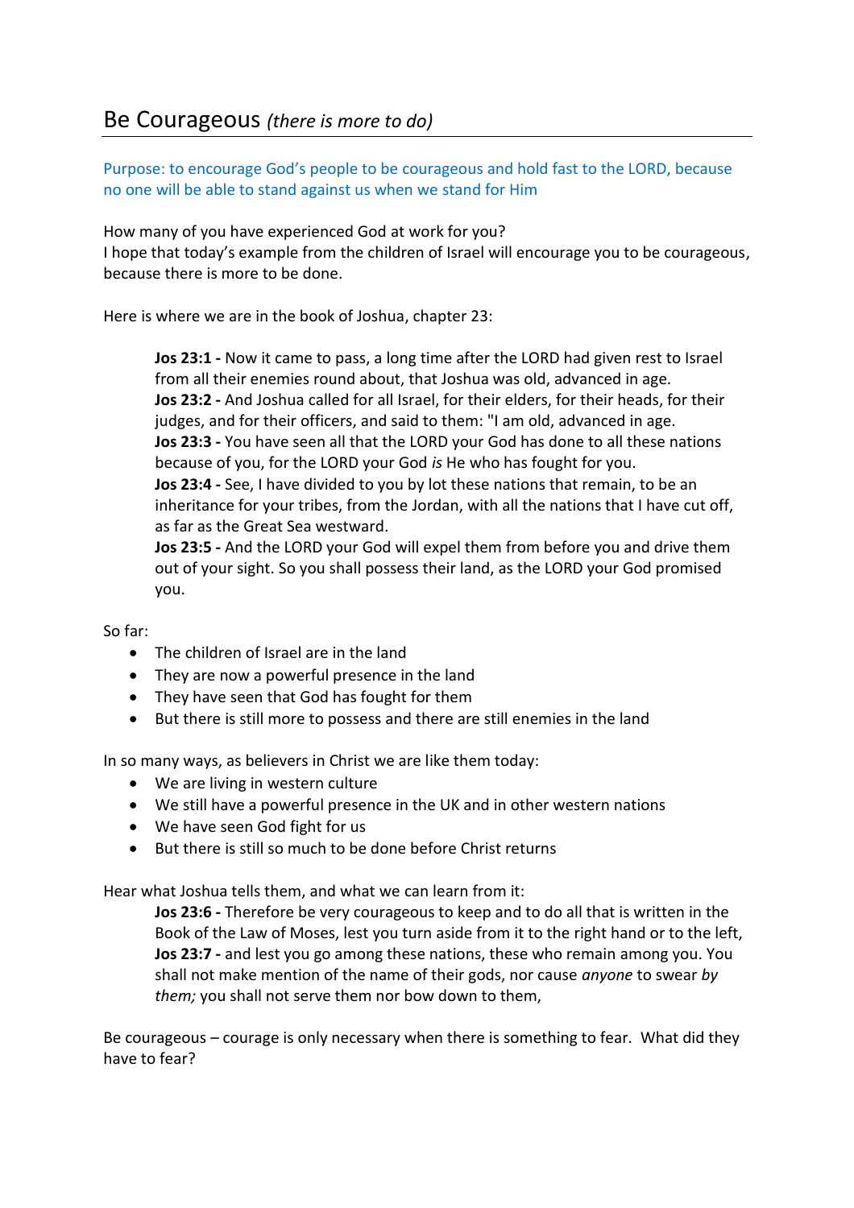# Be Courageous *(there is more to do)*

Purpose: to encourage God's people to be courageous and hold fast to the LORD, because no one will be able to stand against us when we stand for Him

How many of you have experienced God at work for you?
I hope that today's example from the children of Israel will encourage you to be courageous, because there is more to be done.

Here is where we are in the book of Joshua, chapter 23:

> **Jos 23:1 -** Now it came to pass, a long time after the LORD had given rest to Israel from all their enemies round about, that Joshua was old, advanced in age.
> **Jos 23:2 -** And Joshua called for all Israel, for their elders, for their heads, for their judges, and for their officers, and said to them: "I am old, advanced in age.
> **Jos 23:3 -** You have seen all that the LORD your God has done to all these nations because of you, for the LORD your God *is* He who has fought for you.
> **Jos 23:4 -** See, I have divided to you by lot these nations that remain, to be an inheritance for your tribes, from the Jordan, with all the nations that I have cut off, as far as the Great Sea westward.
> **Jos 23:5 -** And the LORD your God will expel them from before you and drive them out of your sight. So you shall possess their land, as the LORD your God promised you.

So far:

- The children of Israel are in the land
- They are now a powerful presence in the land
- They have seen that God has fought for them
- But there is still more to possess and there are still enemies in the land

In so many ways, as believers in Christ we are like them today:

- We are living in western culture
- We still have a powerful presence in the UK and in other western nations
- We have seen God fight for us
- But there is still so much to be done before Christ returns

Hear what Joshua tells them, and what we can learn from it:

> **Jos 23:6 -** Therefore be very courageous to keep and to do all that is written in the Book of the Law of Moses, lest you turn aside from it to the right hand or to the left,
> **Jos 23:7 -** and lest you go among these nations, these who remain among you. You shall not make mention of the name of their gods, nor cause *anyone* to swear *by them;* you shall not serve them nor bow down to them,

Be courageous – courage is only necessary when there is something to fear. What did they have to fear?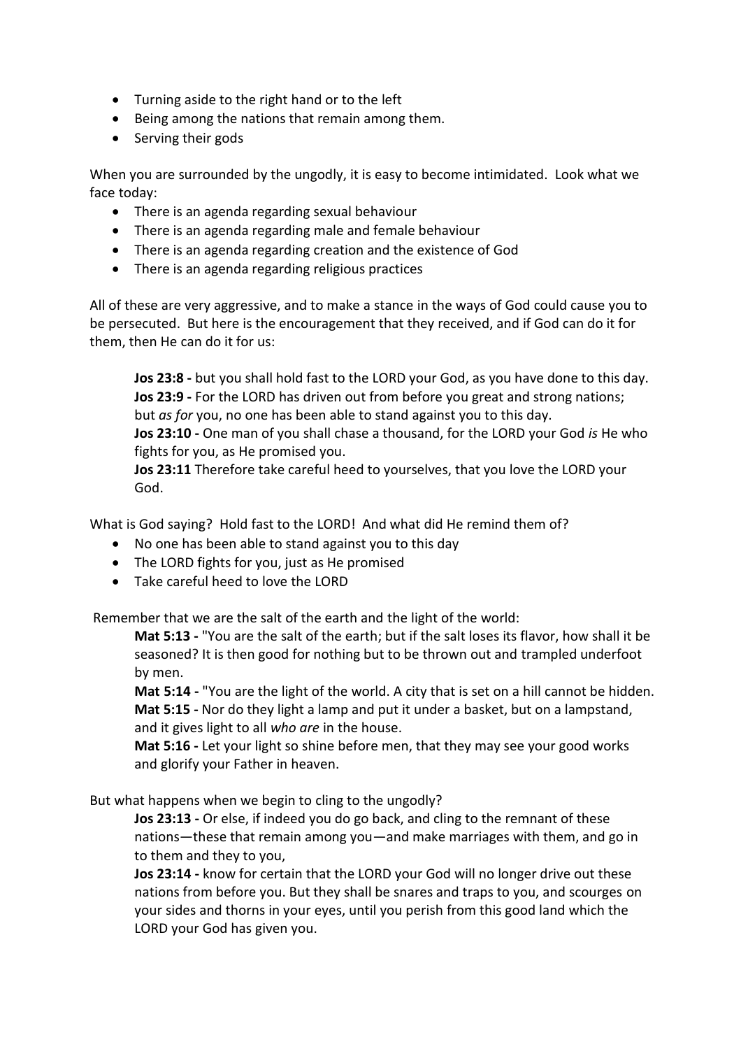- Turning aside to the right hand or to the left
- Being among the nations that remain among them.
- Serving their gods

When you are surrounded by the ungodly, it is easy to become intimidated. Look what we face today:

- There is an agenda regarding sexual behaviour
- There is an agenda regarding male and female behaviour
- There is an agenda regarding creation and the existence of God
- There is an agenda regarding religious practices

All of these are very aggressive, and to make a stance in the ways of God could cause you to be persecuted. But here is the encouragement that they received, and if God can do it for them, then He can do it for us:

> **Jos 23:8 -** but you shall hold fast to the LORD your God, as you have done to this day.
> **Jos 23:9 -** For the LORD has driven out from before you great and strong nations; but *as for* you, no one has been able to stand against you to this day.
> **Jos 23:10 -** One man of you shall chase a thousand, for the LORD your God *is* He who fights for you, as He promised you.
> **Jos 23:11** Therefore take careful heed to yourselves, that you love the LORD your God.

What is God saying? Hold fast to the LORD! And what did He remind them of?

- No one has been able to stand against you to this day
- The LORD fights for you, just as He promised
- Take careful heed to love the LORD

Remember that we are the salt of the earth and the light of the world:

> **Mat 5:13 -** "You are the salt of the earth; but if the salt loses its flavor, how shall it be seasoned? It is then good for nothing but to be thrown out and trampled underfoot by men.
> **Mat 5:14 -** "You are the light of the world. A city that is set on a hill cannot be hidden.
> **Mat 5:15 -** Nor do they light a lamp and put it under a basket, but on a lampstand, and it gives light to all *who are* in the house.
> **Mat 5:16 -** Let your light so shine before men, that they may see your good works and glorify your Father in heaven.

But what happens when we begin to cling to the ungodly?

> **Jos 23:13 -** Or else, if indeed you do go back, and cling to the remnant of these nations—these that remain among you—and make marriages with them, and go in to them and they to you,
> **Jos 23:14 -** know for certain that the LORD your God will no longer drive out these nations from before you. But they shall be snares and traps to you, and scourges on your sides and thorns in your eyes, until you perish from this good land which the LORD your God has given you.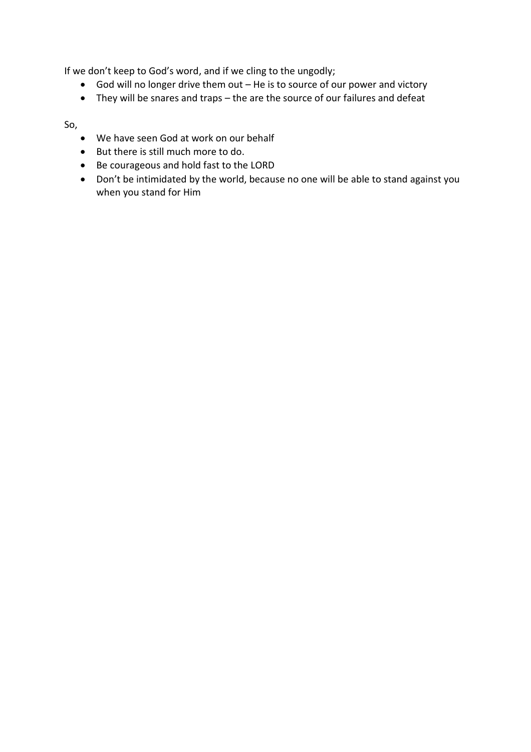If we don't keep to God's word, and if we cling to the ungodly;

- God will no longer drive them out – He is to source of our power and victory
- They will be snares and traps – the are the source of our failures and defeat

So,

- We have seen God at work on our behalf
- But there is still much more to do.
- Be courageous and hold fast to the LORD
- Don't be intimidated by the world, because no one will be able to stand against you when you stand for Him